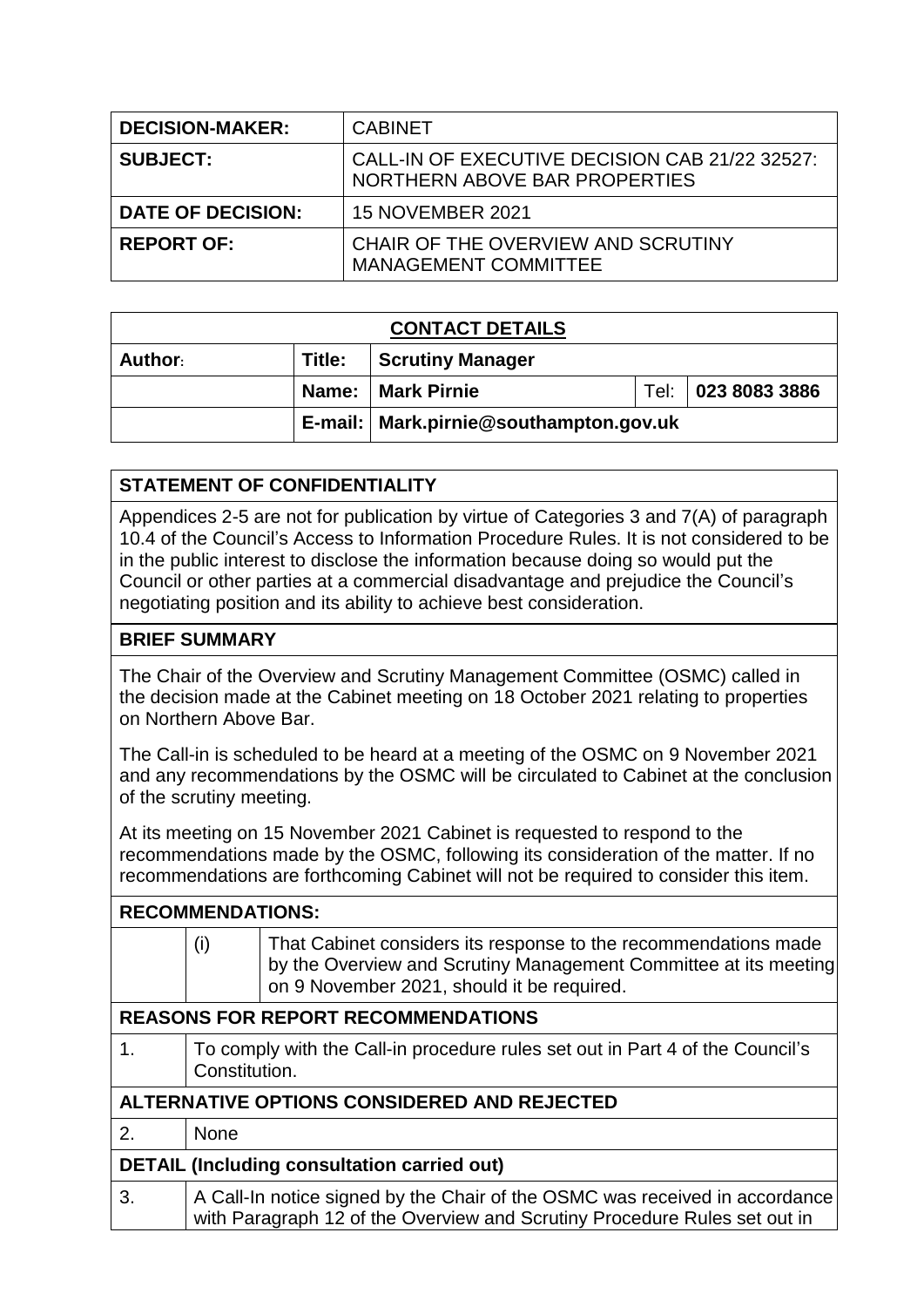| | |
|---|---|
| **DECISION-MAKER:** | CABINET |
| **SUBJECT:** | CALL-IN OF EXECUTIVE DECISION CAB 21/22 32527: NORTHERN ABOVE BAR PROPERTIES |
| **DATE OF DECISION:** | 15 NOVEMBER 2021 |
| **REPORT OF:** | CHAIR OF THE OVERVIEW AND SCRUTINY MANAGEMENT COMMITTEE |

| **CONTACT DETAILS** | | | | |
|---|---|---|---|---|
| **Author:** | **Title:** | **Scrutiny Manager** | | |
| | **Name:** | **Mark Pirnie** | Tel: | **023 8083 3886** |
| | **E-mail:** | **Mark.pirnie@southampton.gov.uk** | | |

**STATEMENT OF CONFIDENTIALITY**

Appendices 2-5 are not for publication by virtue of Categories 3 and 7(A) of paragraph 10.4 of the Council's Access to Information Procedure Rules. It is not considered to be in the public interest to disclose the information because doing so would put the Council or other parties at a commercial disadvantage and prejudice the Council's negotiating position and its ability to achieve best consideration.

**BRIEF SUMMARY**

The Chair of the Overview and Scrutiny Management Committee (OSMC) called in the decision made at the Cabinet meeting on 18 October 2021 relating to properties on Northern Above Bar.

The Call-in is scheduled to be heard at a meeting of the OSMC on 9 November 2021 and any recommendations by the OSMC will be circulated to Cabinet at the conclusion of the scrutiny meeting.

At its meeting on 15 November 2021 Cabinet is requested to respond to the recommendations made by the OSMC, following its consideration of the matter. If no recommendations are forthcoming Cabinet will not be required to consider this item.

**RECOMMENDATIONS:**

| | | |
|---|---|---|
| | (i) | That Cabinet considers its response to the recommendations made by the Overview and Scrutiny Management Committee at its meeting on 9 November 2021, should it be required. |

**REASONS FOR REPORT RECOMMENDATIONS**

| | |
|---|---|
| 1. | To comply with the Call-in procedure rules set out in Part 4 of the Council's Constitution. |

**ALTERNATIVE OPTIONS CONSIDERED AND REJECTED**

| | |
|---|---|
| 2. | None |

**DETAIL (Including consultation carried out)**

| | |
|---|---|
| 3. | A Call-In notice signed by the Chair of the OSMC was received in accordance with Paragraph 12 of the Overview and Scrutiny Procedure Rules set out in |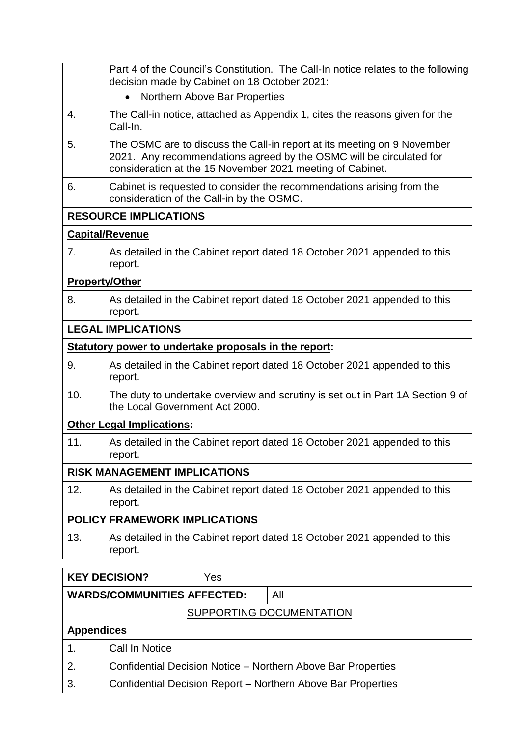| | |
|---|---|
| | Part 4 of the Council's Constitution. The Call-In notice relates to the following decision made by Cabinet on 18 October 2021:<br>• Northern Above Bar Properties |
| 4. | The Call-in notice, attached as Appendix 1, cites the reasons given for the Call-In. |
| 5. | The OSMC are to discuss the Call-in report at its meeting on 9 November 2021. Any recommendations agreed by the OSMC will be circulated for consideration at the 15 November 2021 meeting of Cabinet. |
| 6. | Cabinet is requested to consider the recommendations arising from the consideration of the Call-in by the OSMC. |
| **RESOURCE IMPLICATIONS** | |
| **Capital/Revenue** | |
| 7. | As detailed in the Cabinet report dated 18 October 2021 appended to this report. |
| **Property/Other** | |
| 8. | As detailed in the Cabinet report dated 18 October 2021 appended to this report. |
| **LEGAL IMPLICATIONS** | |
| **Statutory power to undertake proposals in the report:** | |
| 9. | As detailed in the Cabinet report dated 18 October 2021 appended to this report. |
| 10. | The duty to undertake overview and scrutiny is set out in Part 1A Section 9 of the Local Government Act 2000. |
| **Other Legal Implications:** | |
| 11. | As detailed in the Cabinet report dated 18 October 2021 appended to this report. |
| **RISK MANAGEMENT IMPLICATIONS** | |
| 12. | As detailed in the Cabinet report dated 18 October 2021 appended to this report. |
| **POLICY FRAMEWORK IMPLICATIONS** | |
| 13. | As detailed in the Cabinet report dated 18 October 2021 appended to this report. |

| | |
|---|---|
| **KEY DECISION?** | Yes |
| **WARDS/COMMUNITIES AFFECTED:** | All |

SUPPORTING DOCUMENTATION

| **Appendices** | |
|---|---|
| 1. | Call In Notice |
| 2. | Confidential Decision Notice – Northern Above Bar Properties |
| 3. | Confidential Decision Report – Northern Above Bar Properties |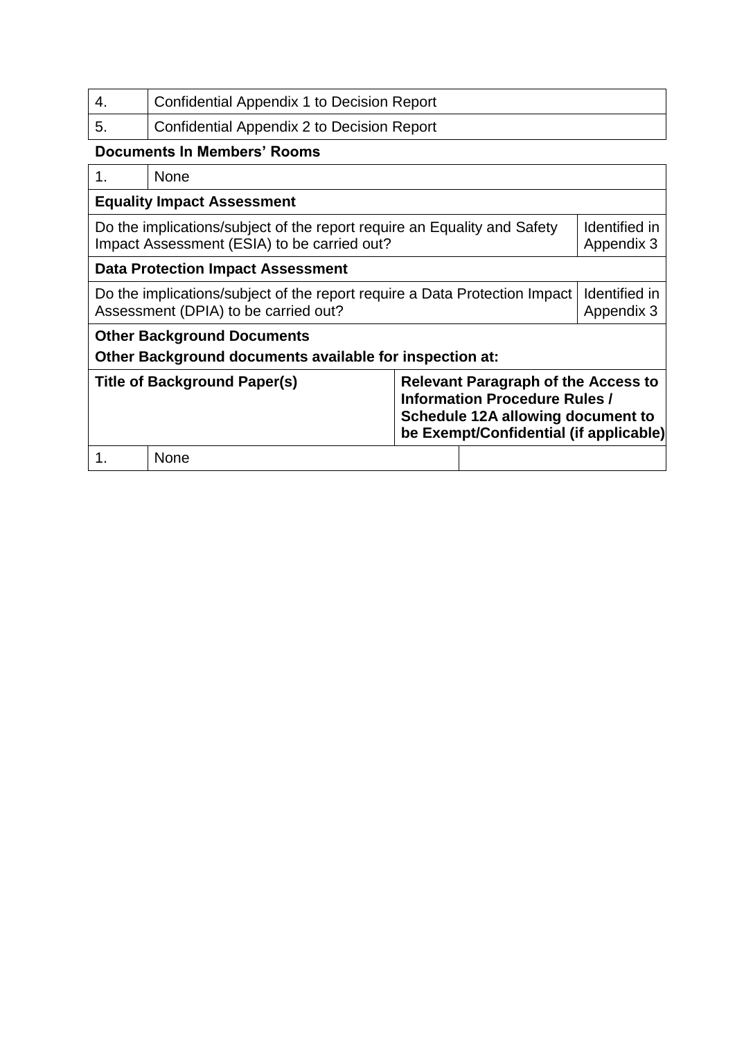| | |
|---|---|
| 4. | Confidential Appendix 1 to Decision Report |
| 5. | Confidential Appendix 2 to Decision Report |

**Documents In Members' Rooms**

| | |
|---|---|
| 1. | None |

| | |
|---|---|
| **Equality Impact Assessment** | |
| Do the implications/subject of the report require an Equality and Safety Impact Assessment (ESIA) to be carried out? | Identified in Appendix 3 |
| **Data Protection Impact Assessment** | |
| Do the implications/subject of the report require a Data Protection Impact Assessment (DPIA) to be carried out? | Identified in Appendix 3 |

**Other Background Documents**

**Other Background documents available for inspection at:**

| | | |
|---|---|---|
| **Title of Background Paper(s)** | | **Relevant Paragraph of the Access to Information Procedure Rules / Schedule 12A allowing document to be Exempt/Confidential (if applicable)** |
| 1. | None | |